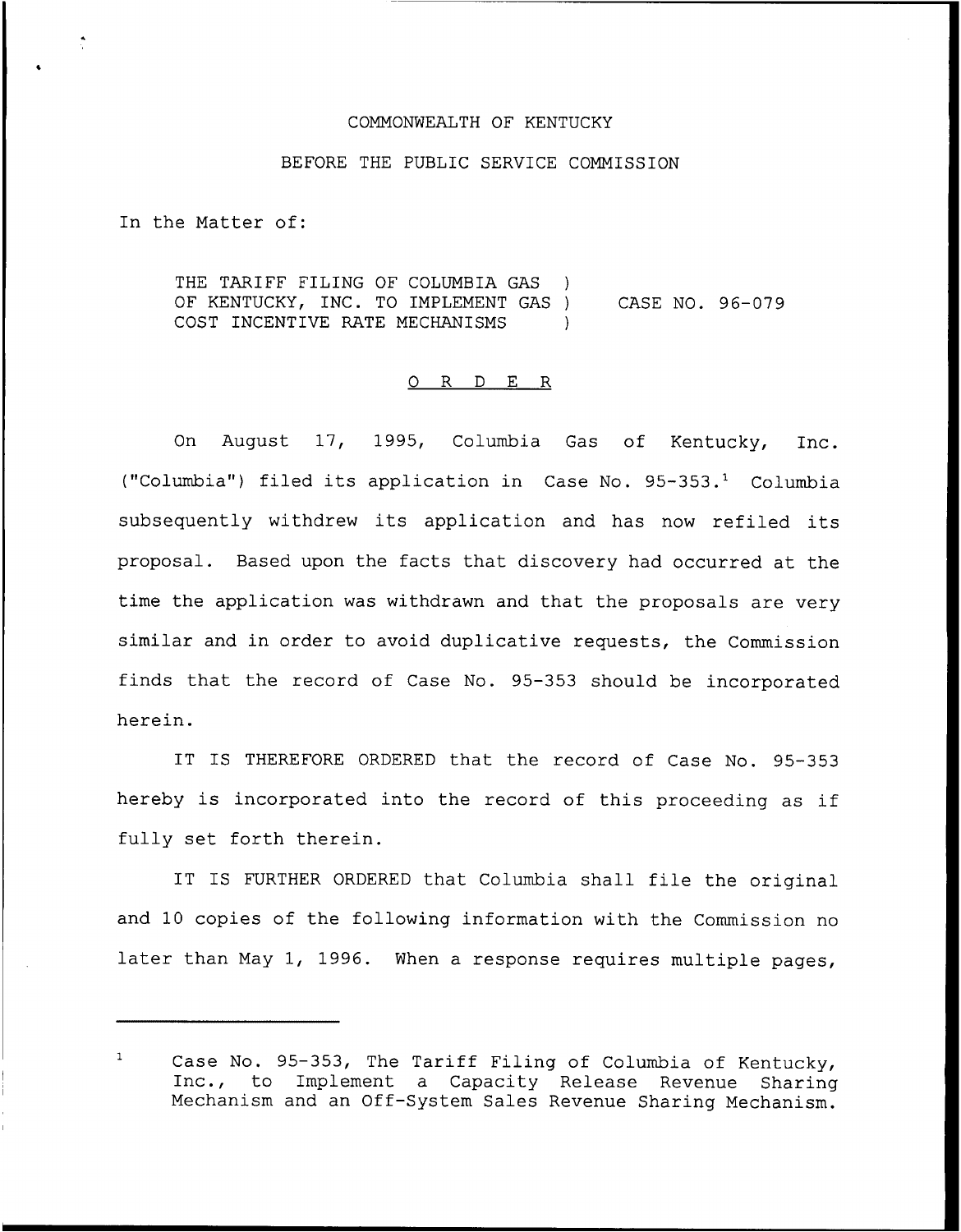COMMONWEALTH OF KENTUCKY

BEFORE THE PUBLIC SERVICE COMMISSION

In the Matter of:

THE TARIFF FILING OF COLUMBIA GAS OF KENTUCKY, INC. TO IMPLEMENT GAS COST INCENTIVE RATE MECHANISMS ) CASE NO. 96-079

O R D E R

On August 17, 1995, Columbia Gas of Kentucky, Inc. ("Columbia") filed its application in Case No. 95-353.[1] Columbia subsequently withdrew its application and has now refiled its proposal. Based upon the facts that discovery had occurred at the time the application was withdrawn and that the proposals are very similar and in order to avoid duplicative requests, the Commission finds that the record of Case No. 95-353 should be incorporated herein.

IT IS THEREFORE ORDERED that the record of Case No. 95-353 hereby is incorporated into the record of this proceeding as if fully set forth therein.

IT IS FURTHER ORDERED that Columbia shall file the original and 10 copies of the following information with the Commission no later than May 1, 1996. When a response requires multiple pages,

---

[1] Case No. 95-353, The Tariff Filing of Columbia of Kentucky, Inc., to Implement a Capacity Release Revenue Sharing Mechanism and an Off-System Sales Revenue Sharing Mechanism.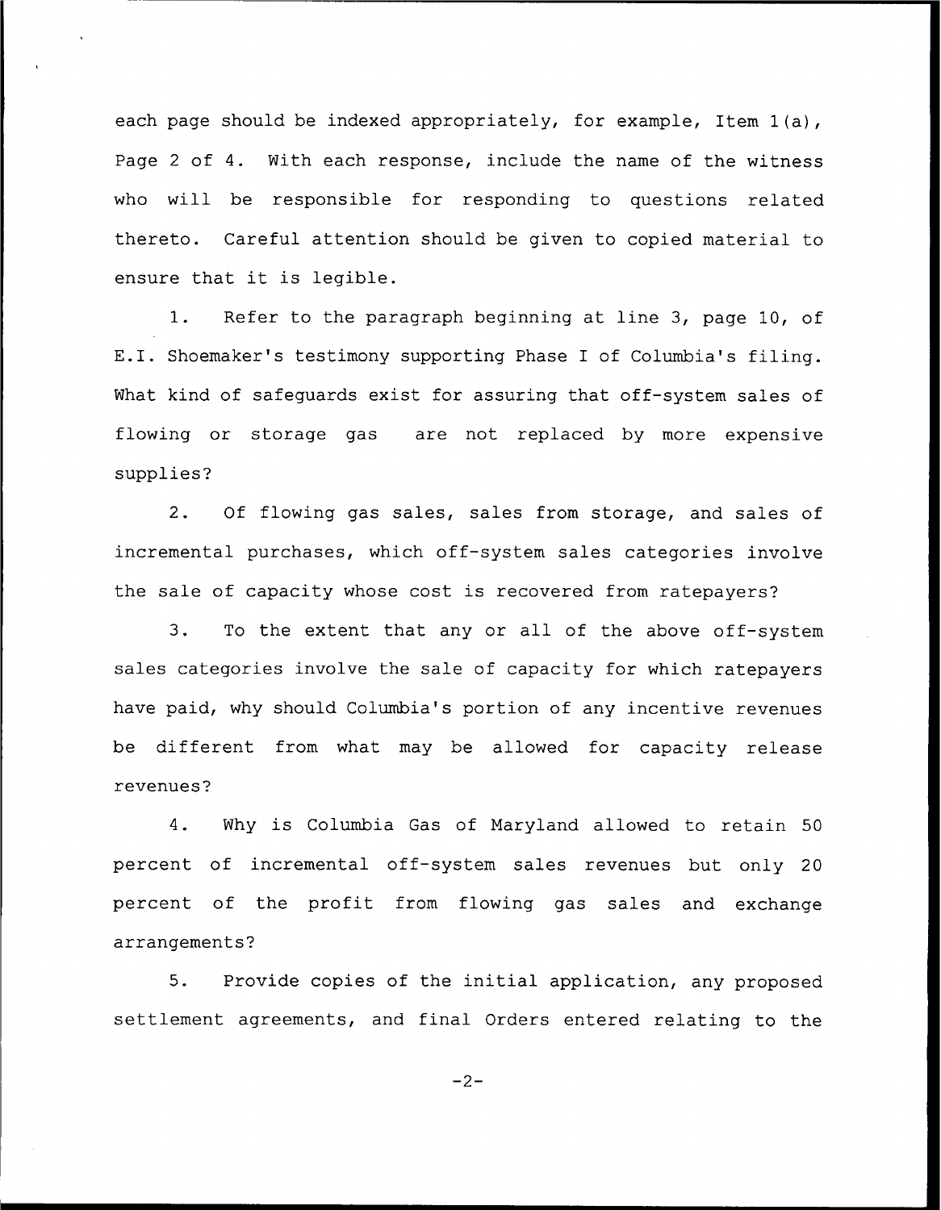each page should be indexed appropriately, for example, Item 1(a), Page 2 of 4. With each response, include the name of the witness who will be responsible for responding to questions related thereto. Careful attention should be given to copied material to ensure that it is legible.

1. Refer to the paragraph beginning at line 3, page 10, of E.I. Shoemaker's testimony supporting Phase I of Columbia's filing. What kind of safeguards exist for assuring that off-system sales of flowing or storage gas are not replaced by more expensive supplies?

2. Of flowing gas sales, sales from storage, and sales of incremental purchases, which off-system sales categories involve the sale of capacity whose cost is recovered from ratepayers?

3. To the extent that any or all of the above off-system sales categories involve the sale of capacity for which ratepayers have paid, why should Columbia's portion of any incentive revenues be different from what may be allowed for capacity release revenues?

4. Why is Columbia Gas of Maryland allowed to retain 50 percent of incremental off-system sales revenues but only 20 percent of the profit from flowing gas sales and exchange arrangements?

5. Provide copies of the initial application, any proposed settlement agreements, and final Orders entered relating to the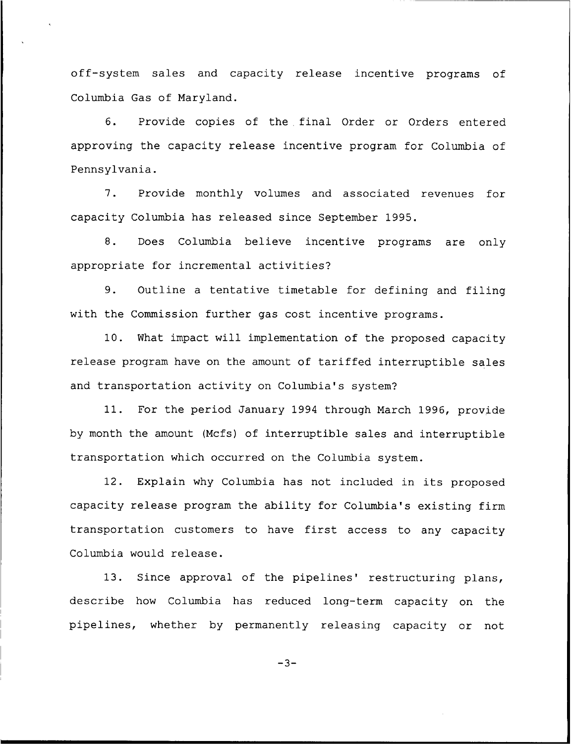off-system sales and capacity release incentive programs of Columbia Gas of Maryland.

6. Provide copies of the final Order or Orders entered approving the capacity release incentive program for Columbia of Pennsylvania.

7. Provide monthly volumes and associated revenues for capacity Columbia has released since September 1995.

8. Does Columbia believe incentive programs are only appropriate for incremental activities?

9. Outline a tentative timetable for defining and filing with the Commission further gas cost incentive programs.

10. What impact will implementation of the proposed capacity release program have on the amount of tariffed interruptible sales and transportation activity on Columbia's system?

11. For the period January 1994 through March 1996, provide by month the amount (Mcfs) of interruptible sales and interruptible transportation which occurred on the Columbia system.

12. Explain why Columbia has not included in its proposed capacity release program the ability for Columbia's existing firm transportation customers to have first access to any capacity Columbia would release.

13. Since approval of the pipelines' restructuring plans, describe how Columbia has reduced long-term capacity on the pipelines, whether by permanently releasing capacity or not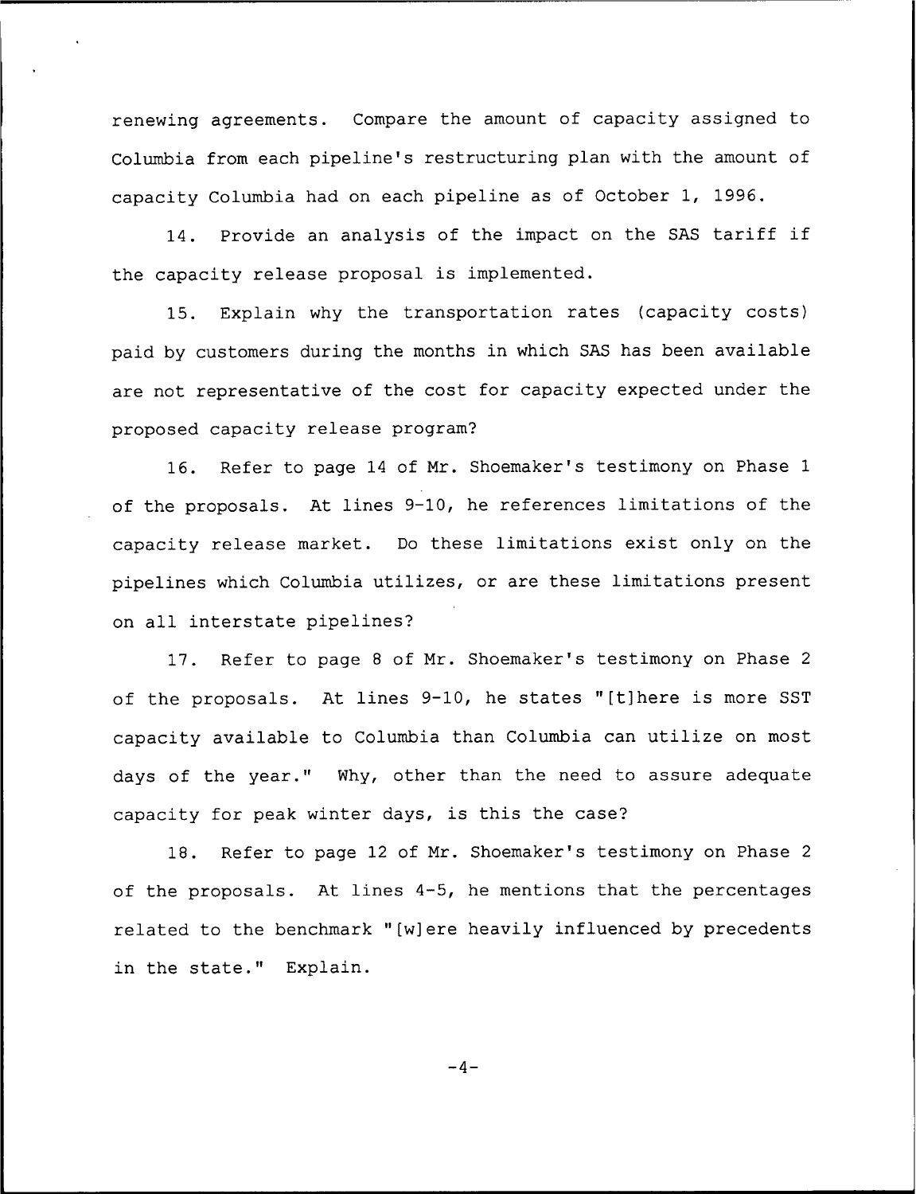renewing agreements. Compare the amount of capacity assigned to Columbia from each pipeline's restructuring plan with the amount of capacity Columbia had on each pipeline as of October 1, 1996.

14. Provide an analysis of the impact on the SAS tariff if the capacity release proposal is implemented.

15. Explain why the transportation rates (capacity costs) paid by customers during the months in which SAS has been available are not representative of the cost for capacity expected under the proposed capacity release program?

16. Refer to page 14 of Mr. Shoemaker's testimony on Phase 1 of the proposals. At lines 9-10, he references limitations of the capacity release market. Do these limitations exist only on the pipelines which Columbia utilizes, or are these limitations present on all interstate pipelines?

17. Refer to page 8 of Mr. Shoemaker's testimony on Phase 2 of the proposals. At lines 9-10, he states "[t]here is more SST capacity available to Columbia than Columbia can utilize on most days of the year." Why, other than the need to assure adequate capacity for peak winter days, is this the case?

18. Refer to page 12 of Mr. Shoemaker's testimony on Phase 2 of the proposals. At lines 4-5, he mentions that the percentages related to the benchmark "[w]ere heavily influenced by precedents in the state." Explain.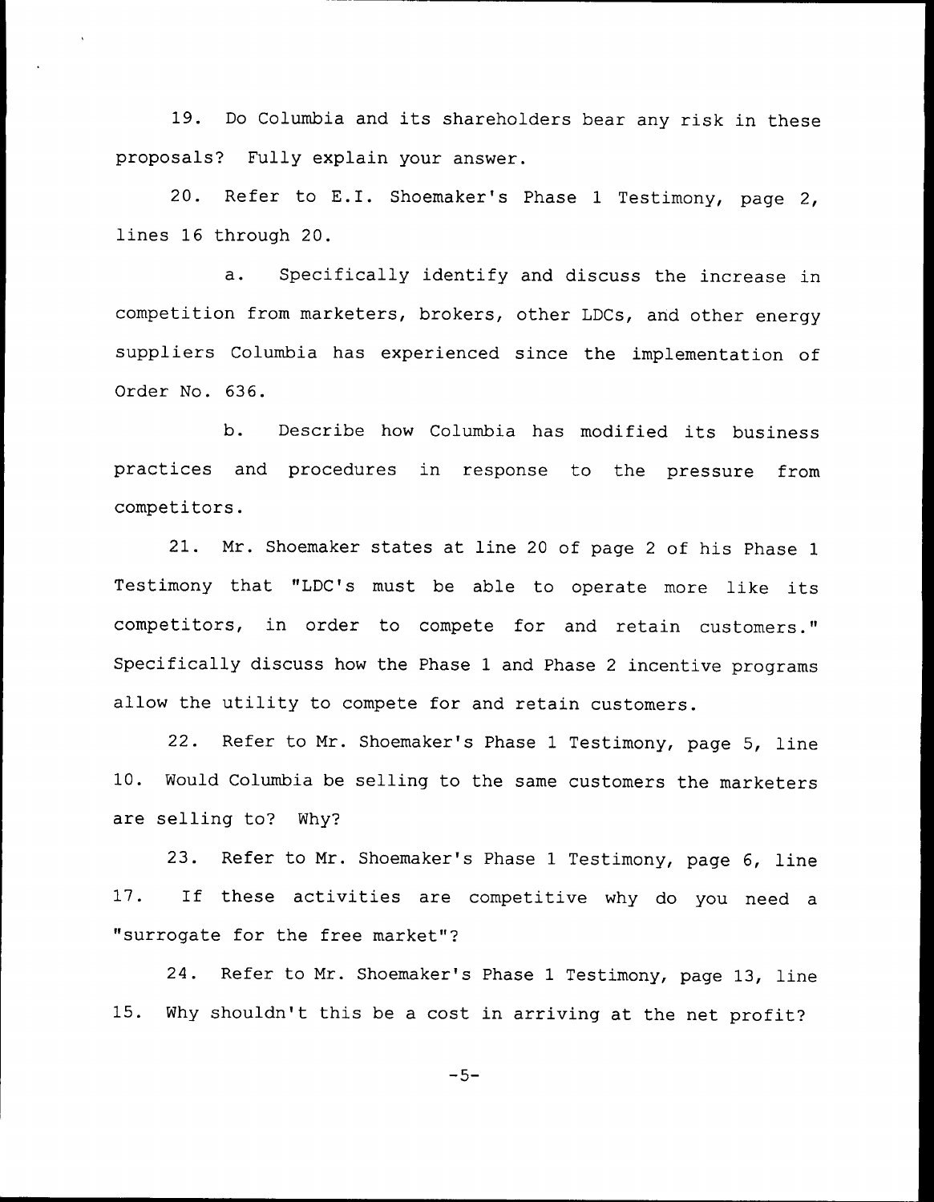19. Do Columbia and its shareholders bear any risk in these proposals? Fully explain your answer.

20. Refer to E.I. Shoemaker's Phase 1 Testimony, page 2, lines 16 through 20.

a. Specifically identify and discuss the increase in competition from marketers, brokers, other LDCs, and other energy suppliers Columbia has experienced since the implementation of Order No. 636.

b. Describe how Columbia has modified its business practices and procedures in response to the pressure from competitors.

21. Mr. Shoemaker states at line 20 of page 2 of his Phase 1 Testimony that "LDC's must be able to operate more like its competitors, in order to compete for and retain customers." Specifically discuss how the Phase 1 and Phase 2 incentive programs allow the utility to compete for and retain customers.

22. Refer to Mr. Shoemaker's Phase 1 Testimony, page 5, line 10. Would Columbia be selling to the same customers the marketers are selling to? Why?

23. Refer to Mr. Shoemaker's Phase 1 Testimony, page 6, line 17. If these activities are competitive why do you need a "surrogate for the free market"?

24. Refer to Mr. Shoemaker's Phase 1 Testimony, page 13, line 15. Why shouldn't this be a cost in arriving at the net profit?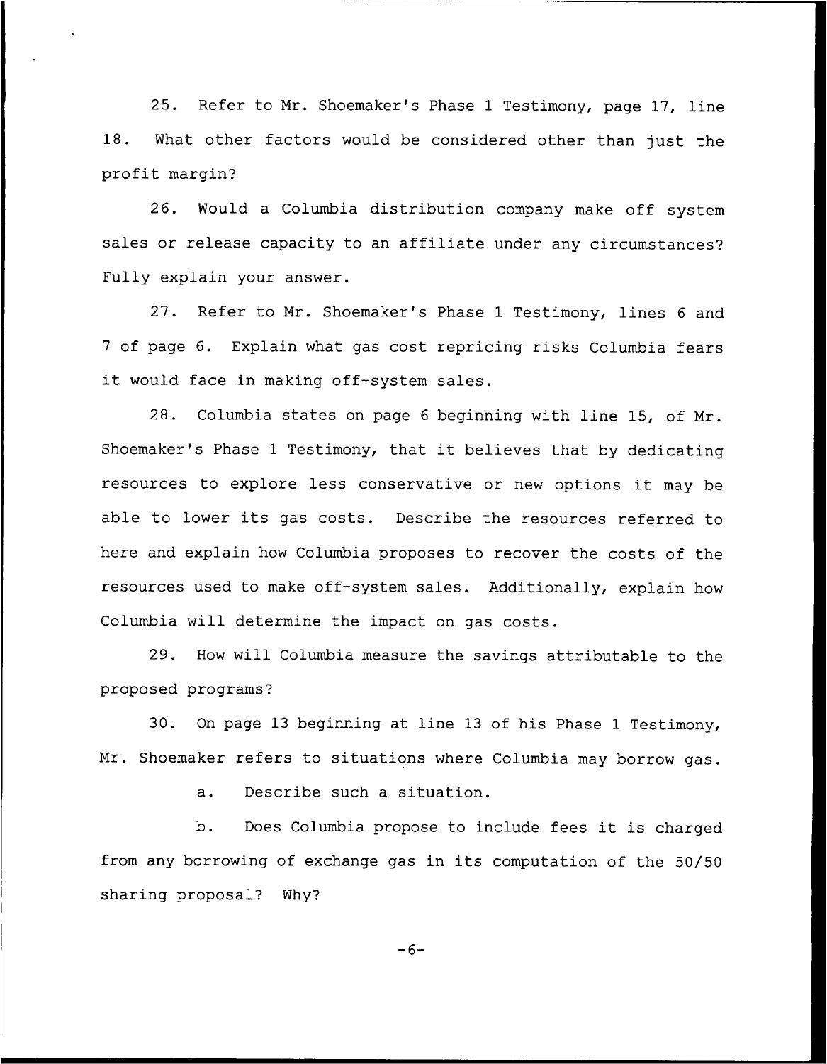25. Refer to Mr. Shoemaker's Phase 1 Testimony, page 17, line 18. What other factors would be considered other than just the profit margin?

26. Would a Columbia distribution company make off system sales or release capacity to an affiliate under any circumstances? Fully explain your answer.

27. Refer to Mr. Shoemaker's Phase 1 Testimony, lines 6 and 7 of page 6. Explain what gas cost repricing risks Columbia fears it would face in making off-system sales.

28. Columbia states on page 6 beginning with line 15, of Mr. Shoemaker's Phase 1 Testimony, that it believes that by dedicating resources to explore less conservative or new options it may be able to lower its gas costs. Describe the resources referred to here and explain how Columbia proposes to recover the costs of the resources used to make off-system sales. Additionally, explain how Columbia will determine the impact on gas costs.

29. How will Columbia measure the savings attributable to the proposed programs?

30. On page 13 beginning at line 13 of his Phase 1 Testimony, Mr. Shoemaker refers to situations where Columbia may borrow gas.

a. Describe such a situation.

b. Does Columbia propose to include fees it is charged from any borrowing of exchange gas in its computation of the 50/50 sharing proposal? Why?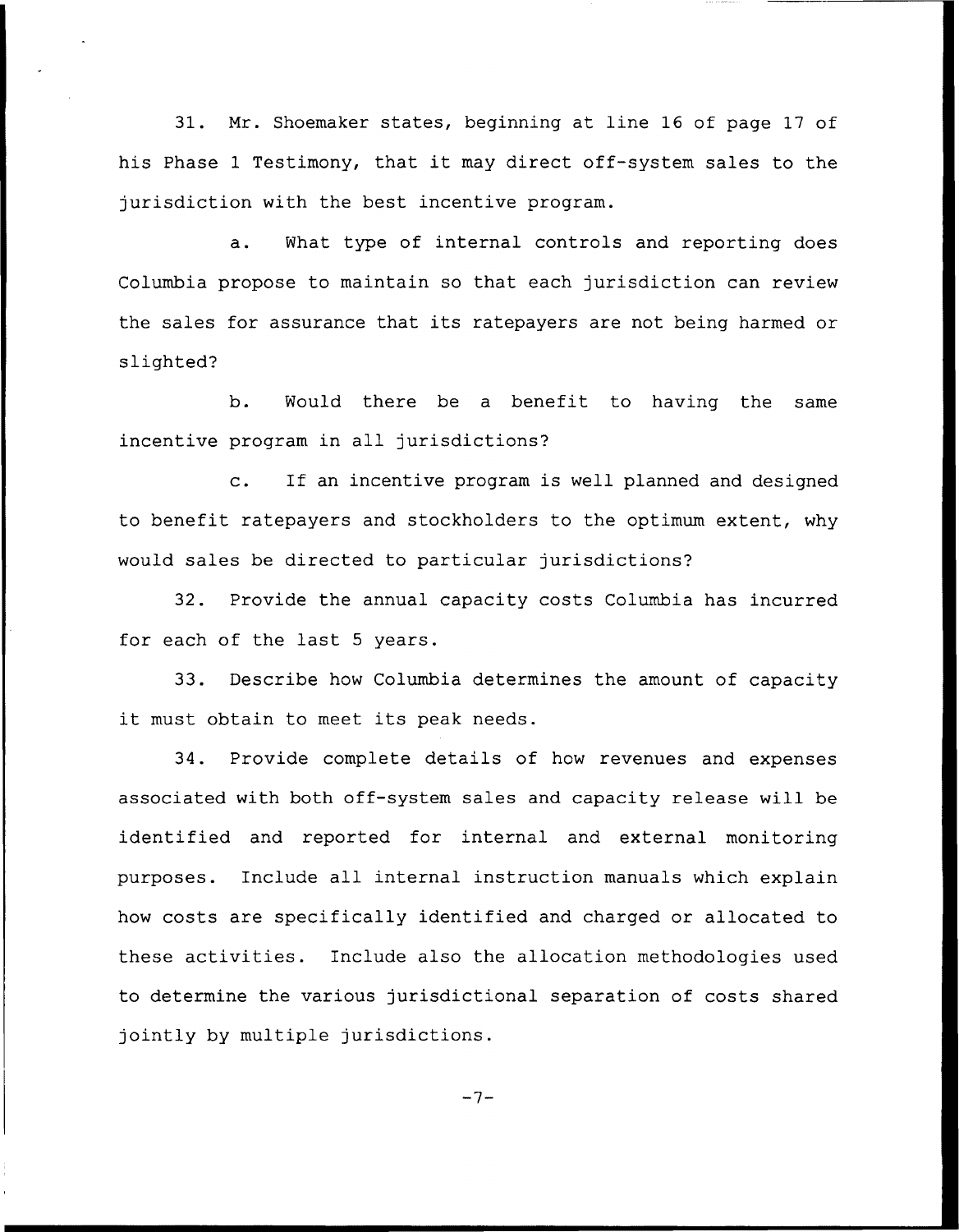31. Mr. Shoemaker states, beginning at line 16 of page 17 of his Phase 1 Testimony, that it may direct off-system sales to the jurisdiction with the best incentive program.

a. What type of internal controls and reporting does Columbia propose to maintain so that each jurisdiction can review the sales for assurance that its ratepayers are not being harmed or slighted?

b. Would there be a benefit to having the same incentive program in all jurisdictions?

c. If an incentive program is well planned and designed to benefit ratepayers and stockholders to the optimum extent, why would sales be directed to particular jurisdictions?

32. Provide the annual capacity costs Columbia has incurred for each of the last 5 years.

33. Describe how Columbia determines the amount of capacity it must obtain to meet its peak needs.

34. Provide complete details of how revenues and expenses associated with both off-system sales and capacity release will be identified and reported for internal and external monitoring purposes. Include all internal instruction manuals which explain how costs are specifically identified and charged or allocated to these activities. Include also the allocation methodologies used to determine the various jurisdictional separation of costs shared jointly by multiple jurisdictions.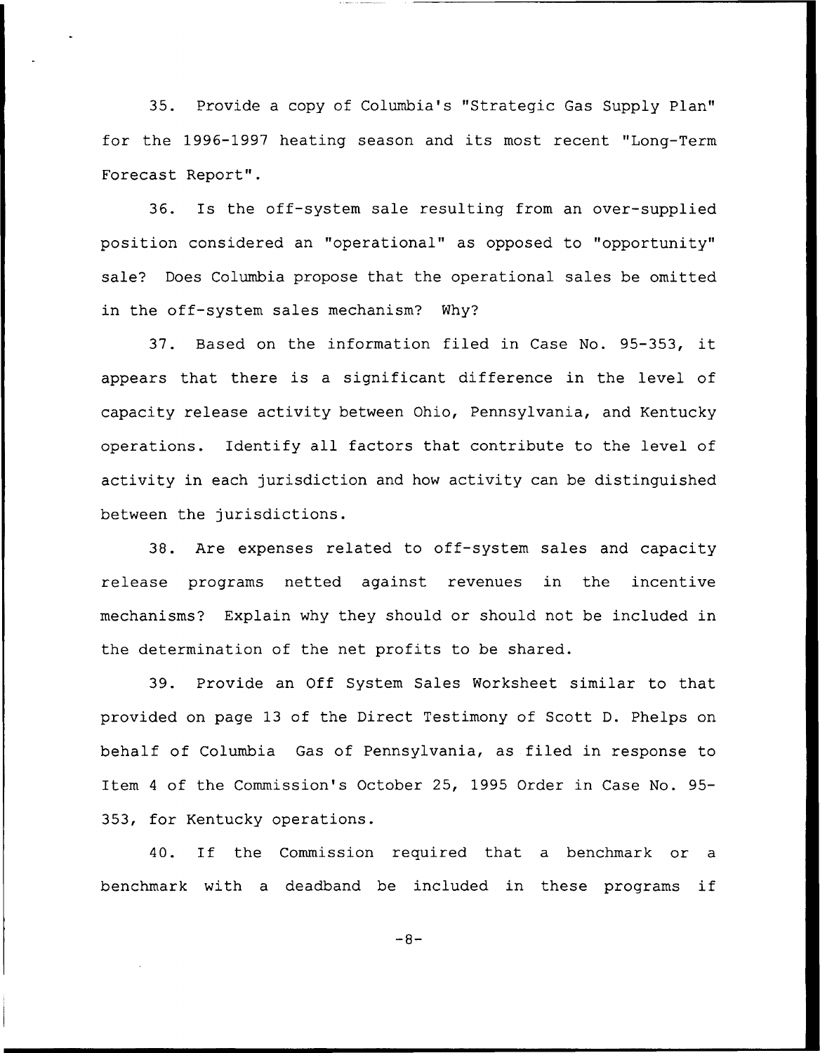35. Provide a copy of Columbia's "Strategic Gas Supply Plan" for the 1996-1997 heating season and its most recent "Long-Term Forecast Report".

36. Is the off-system sale resulting from an over-supplied position considered an "operational" as opposed to "opportunity" sale? Does Columbia propose that the operational sales be omitted in the off-system sales mechanism? Why?

37. Based on the information filed in Case No. 95-353, it appears that there is a significant difference in the level of capacity release activity between Ohio, Pennsylvania, and Kentucky operations. Identify all factors that contribute to the level of activity in each jurisdiction and how activity can be distinguished between the jurisdictions.

38. Are expenses related to off-system sales and capacity release programs netted against revenues in the incentive mechanisms? Explain why they should or should not be included in the determination of the net profits to be shared.

39. Provide an Off System Sales Worksheet similar to that provided on page 13 of the Direct Testimony of Scott D. Phelps on behalf of Columbia Gas of Pennsylvania, as filed in response to Item 4 of the Commission's October 25, 1995 Order in Case No. 95-353, for Kentucky operations.

40. If the Commission required that a benchmark or a benchmark with a deadband be included in these programs if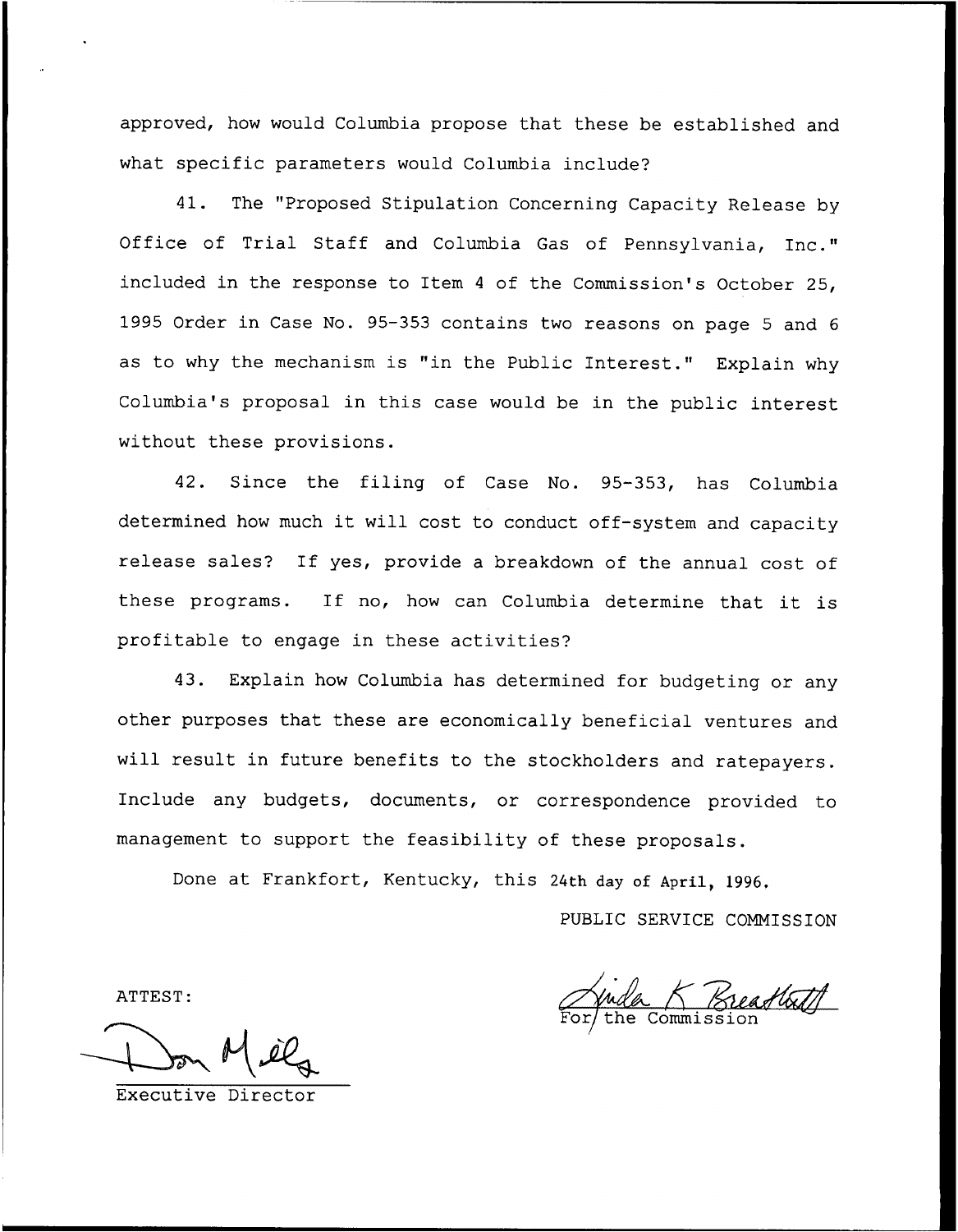approved, how would Columbia propose that these be established and what specific parameters would Columbia include?

41. The "Proposed Stipulation Concerning Capacity Release by Office of Trial Staff and Columbia Gas of Pennsylvania, Inc." included in the response to Item 4 of the Commission's October 25, 1995 Order in Case No. 95-353 contains two reasons on page 5 and 6 as to why the mechanism is "in the Public Interest." Explain why Columbia's proposal in this case would be in the public interest without these provisions.

42. Since the filing of Case No. 95-353, has Columbia determined how much it will cost to conduct off-system and capacity release sales? If yes, provide a breakdown of the annual cost of these programs. If no, how can Columbia determine that it is profitable to engage in these activities?

43. Explain how Columbia has determined for budgeting or any other purposes that these are economically beneficial ventures and will result in future benefits to the stockholders and ratepayers. Include any budgets, documents, or correspondence provided to management to support the feasibility of these proposals.

Done at Frankfort, Kentucky, this 24th day of April, 1996.

PUBLIC SERVICE COMMISSION

For the Commission

ATTEST:

Executive Director